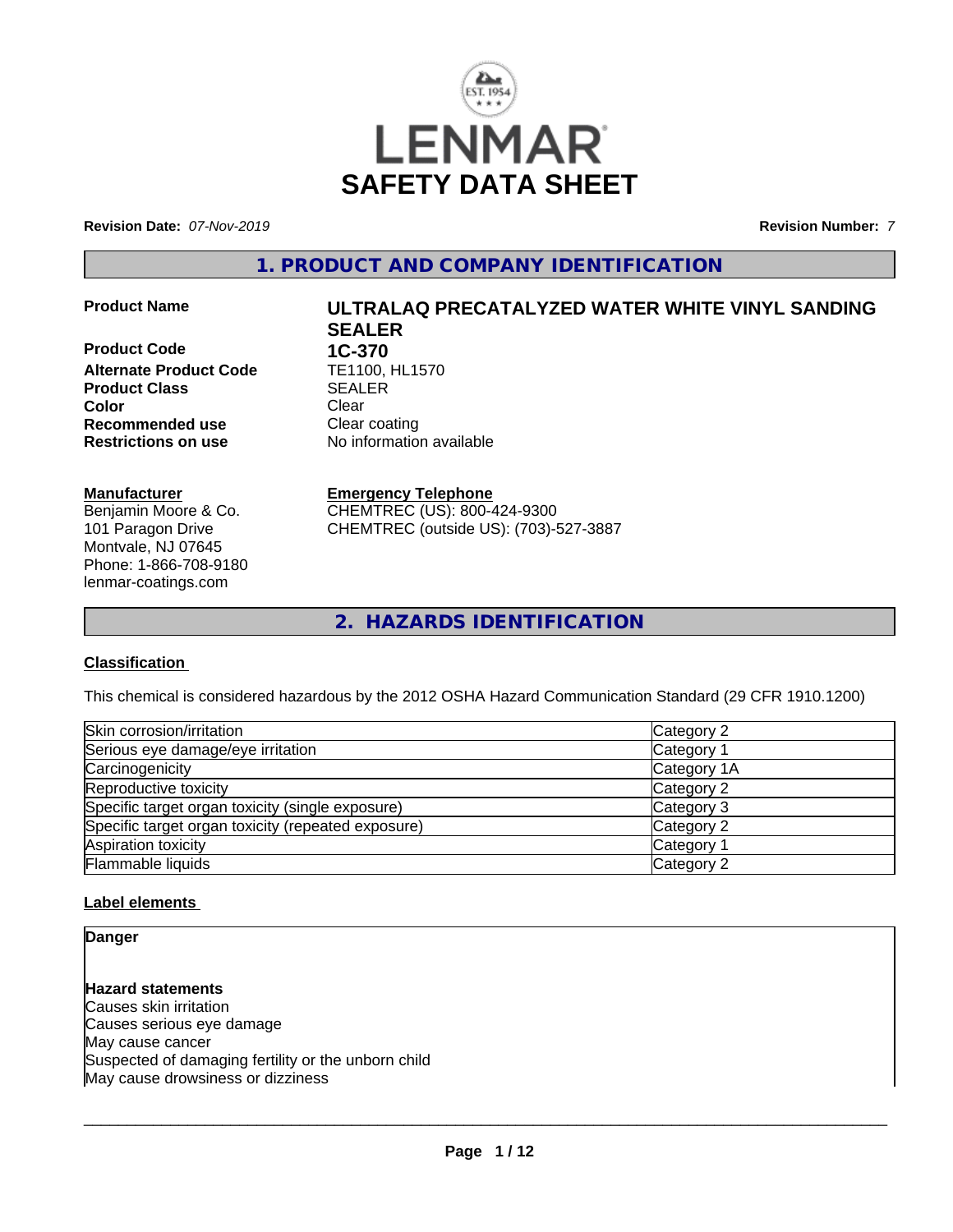# LENMAR

# SAFETY DATA SHEET

**Revision Date:** *07-Nov-2019*

**Revision Number:** *7*

## 1. PRODUCT AND COMPANY IDENTIFICATION

| | |
|---|---|
| **Product Name** | **ULTRALAQ PRECATALYZED WATER WHITE VINYL SANDING SEALER** |
| **Product Code** | **1C-370** |
| **Alternate Product Code** | TE1100, HL1570 |
| **Product Class** | SEALER |
| **Color** | Clear |
| **Recommended use** | Clear coating |
| **Restrictions on use** | No information available |

**Manufacturer**
Benjamin Moore & Co.
101 Paragon Drive
Montvale, NJ 07645
Phone: 1-866-708-9180
lenmar-coatings.com

**Emergency Telephone**
CHEMTREC (US): 800-424-9300
CHEMTREC (outside US): (703)-527-3887

## 2. HAZARDS IDENTIFICATION

### Classification

This chemical is considered hazardous by the 2012 OSHA Hazard Communication Standard (29 CFR 1910.1200)

| | |
|---|---|
| Skin corrosion/irritation | Category 2 |
| Serious eye damage/eye irritation | Category 1 |
| Carcinogenicity | Category 1A |
| Reproductive toxicity | Category 2 |
| Specific target organ toxicity (single exposure) | Category 3 |
| Specific target organ toxicity (repeated exposure) | Category 2 |
| Aspiration toxicity | Category 1 |
| Flammable liquids | Category 2 |

### Label elements

**Danger**

**Hazard statements**
Causes skin irritation
Causes serious eye damage
May cause cancer
Suspected of damaging fertility or the unborn child
May cause drowsiness or dizziness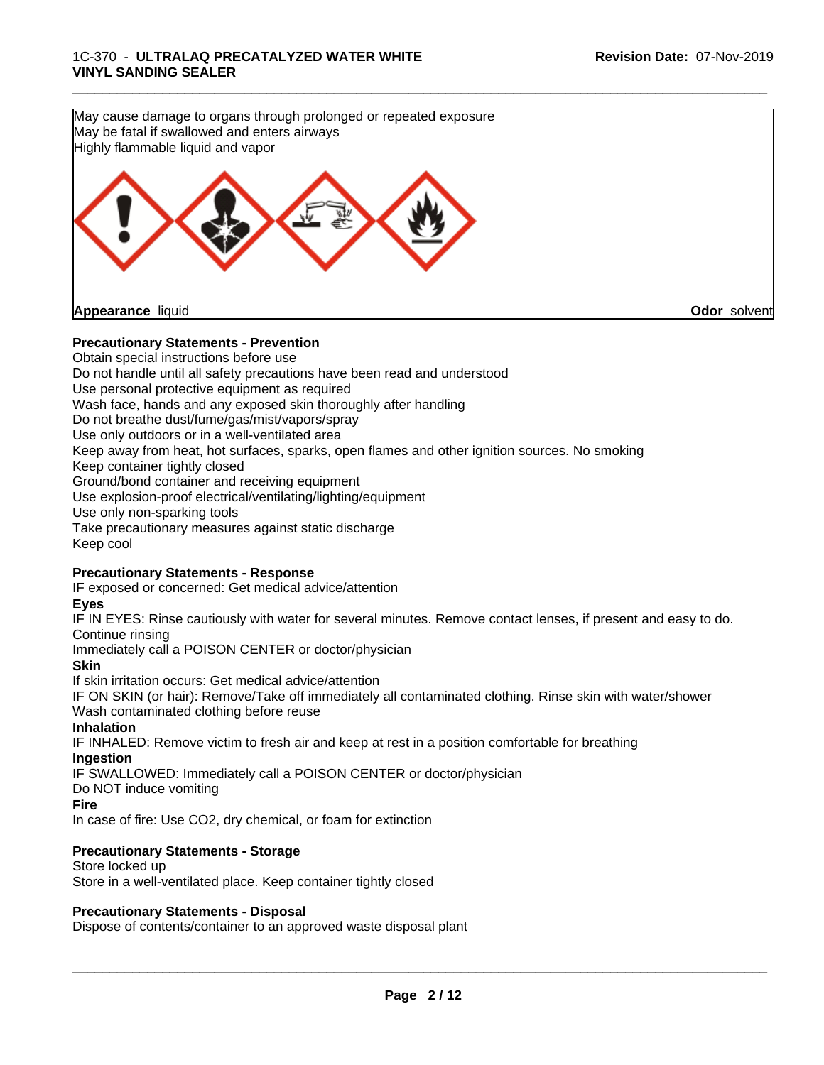May cause damage to organs through prolonged or repeated exposure
May be fatal if swallowed and enters airways
Highly flammable liquid and vapor

**Appearance** liquid **Odor** solvent

**Precautionary Statements - Prevention**

Obtain special instructions before use
Do not handle until all safety precautions have been read and understood
Use personal protective equipment as required
Wash face, hands and any exposed skin thoroughly after handling
Do not breathe dust/fume/gas/mist/vapors/spray
Use only outdoors or in a well-ventilated area
Keep away from heat, hot surfaces, sparks, open flames and other ignition sources. No smoking
Keep container tightly closed
Ground/bond container and receiving equipment
Use explosion-proof electrical/ventilating/lighting/equipment
Use only non-sparking tools
Take precautionary measures against static discharge
Keep cool

**Precautionary Statements - Response**

IF exposed or concerned: Get medical advice/attention

**Eyes**

IF IN EYES: Rinse cautiously with water for several minutes. Remove contact lenses, if present and easy to do. Continue rinsing
Immediately call a POISON CENTER or doctor/physician

**Skin**

If skin irritation occurs: Get medical advice/attention
IF ON SKIN (or hair): Remove/Take off immediately all contaminated clothing. Rinse skin with water/shower
Wash contaminated clothing before reuse

**Inhalation**

IF INHALED: Remove victim to fresh air and keep at rest in a position comfortable for breathing

**Ingestion**

IF SWALLOWED: Immediately call a POISON CENTER or doctor/physician
Do NOT induce vomiting

**Fire**

In case of fire: Use CO2, dry chemical, or foam for extinction

**Precautionary Statements - Storage**

Store locked up
Store in a well-ventilated place. Keep container tightly closed

**Precautionary Statements - Disposal**

Dispose of contents/container to an approved waste disposal plant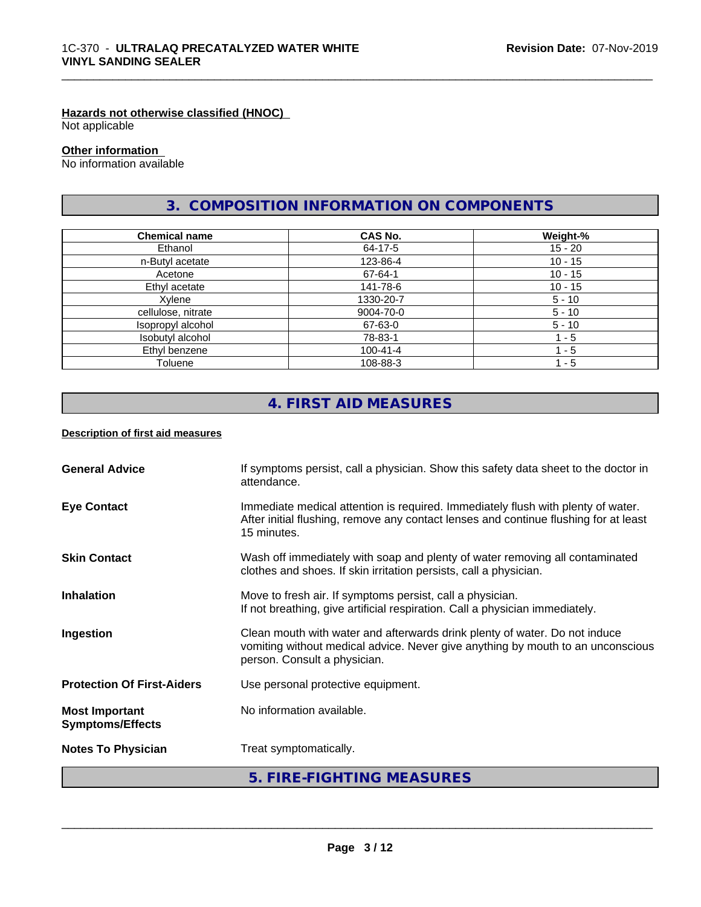**Hazards not otherwise classified (HNOC)**

Not applicable

**Other information**

No information available

## 3. COMPOSITION INFORMATION ON COMPONENTS

| Chemical name | CAS No. | Weight-% |
|---|---|---|
| Ethanol | 64-17-5 | 15 - 20 |
| n-Butyl acetate | 123-86-4 | 10 - 15 |
| Acetone | 67-64-1 | 10 - 15 |
| Ethyl acetate | 141-78-6 | 10 - 15 |
| Xylene | 1330-20-7 | 5 - 10 |
| cellulose, nitrate | 9004-70-0 | 5 - 10 |
| Isopropyl alcohol | 67-63-0 | 5 - 10 |
| Isobutyl alcohol | 78-83-1 | 1 - 5 |
| Ethyl benzene | 100-41-4 | 1 - 5 |
| Toluene | 108-88-3 | 1 - 5 |

## 4. FIRST AID MEASURES

**Description of first aid measures**

**General Advice**: If symptoms persist, call a physician. Show this safety data sheet to the doctor in attendance.

**Eye Contact**: Immediate medical attention is required. Immediately flush with plenty of water. After initial flushing, remove any contact lenses and continue flushing for at least 15 minutes.

**Skin Contact**: Wash off immediately with soap and plenty of water removing all contaminated clothes and shoes. If skin irritation persists, call a physician.

**Inhalation**: Move to fresh air. If symptoms persist, call a physician.
If not breathing, give artificial respiration. Call a physician immediately.

**Ingestion**: Clean mouth with water and afterwards drink plenty of water. Do not induce vomiting without medical advice. Never give anything by mouth to an unconscious person. Consult a physician.

**Protection Of First-Aiders**: Use personal protective equipment.

**Most Important Symptoms/Effects**: No information available.

**Notes To Physician**: Treat symptomatically.

## 5. FIRE-FIGHTING MEASURES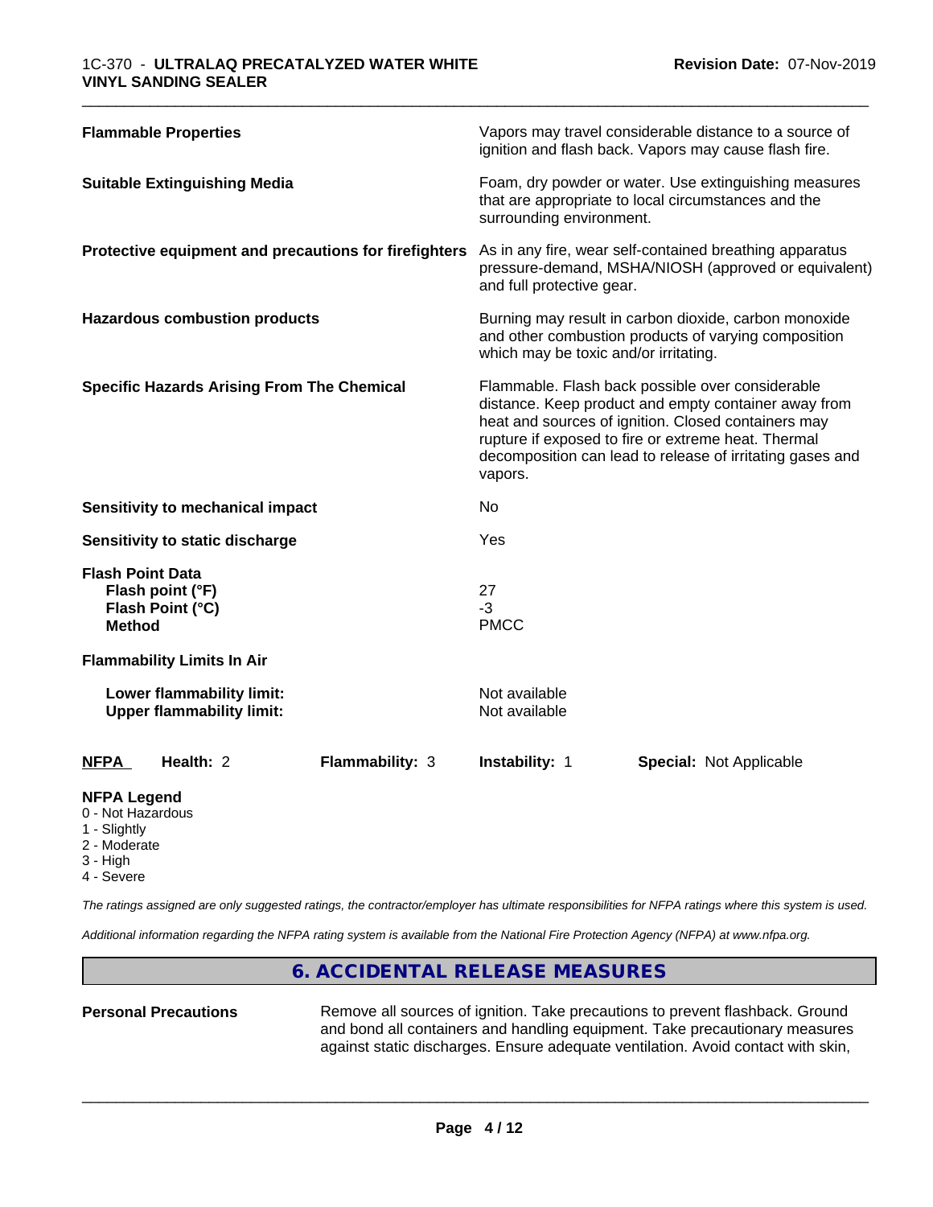| | |
|---|---|
| **Flammable Properties** | Vapors may travel considerable distance to a source of ignition and flash back. Vapors may cause flash fire. |
| **Suitable Extinguishing Media** | Foam, dry powder or water. Use extinguishing measures that are appropriate to local circumstances and the surrounding environment. |
| **Protective equipment and precautions for firefighters** | As in any fire, wear self-contained breathing apparatus pressure-demand, MSHA/NIOSH (approved or equivalent) and full protective gear. |
| **Hazardous combustion products** | Burning may result in carbon dioxide, carbon monoxide and other combustion products of varying composition which may be toxic and/or irritating. |
| **Specific Hazards Arising From The Chemical** | Flammable. Flash back possible over considerable distance. Keep product and empty container away from heat and sources of ignition. Closed containers may rupture if exposed to fire or extreme heat. Thermal decomposition can lead to release of irritating gases and vapors. |
| **Sensitivity to mechanical impact** | No |
| **Sensitivity to static discharge** | Yes |

**Flash Point Data**

| | |
|---|---|
| **Flash point (°F)** | 27 |
| **Flash Point (°C)** | -3 |
| **Method** | PMCC |

**Flammability Limits In Air**

| | |
|---|---|
| **Lower flammability limit:** | Not available |
| **Upper flammability limit:** | Not available |

| **NFPA** | **Health:** 2 | **Flammability:** 3 | **Instability:** 1 | **Special:** Not Applicable |
|---|---|---|---|---|

**NFPA Legend**
- 0 - Not Hazardous
- 1 - Slightly
- 2 - Moderate
- 3 - High
- 4 - Severe

*The ratings assigned are only suggested ratings, the contractor/employer has ultimate responsibilities for NFPA ratings where this system is used.*

*Additional information regarding the NFPA rating system is available from the National Fire Protection Agency (NFPA) at www.nfpa.org.*

## 6. ACCIDENTAL RELEASE MEASURES

**Personal Precautions** Remove all sources of ignition. Take precautions to prevent flashback. Ground and bond all containers and handling equipment. Take precautionary measures against static discharges. Ensure adequate ventilation. Avoid contact with skin,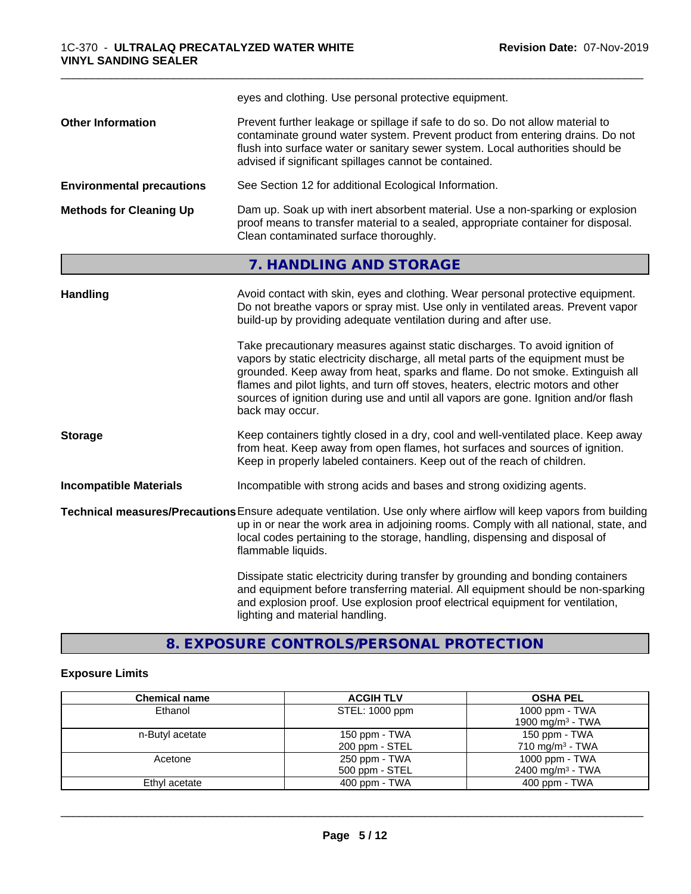| | |
|---|---|
| | eyes and clothing. Use personal protective equipment. |
| **Other Information** | Prevent further leakage or spillage if safe to do so. Do not allow material to contaminate ground water system. Prevent product from entering drains. Do not flush into surface water or sanitary sewer system. Local authorities should be advised if significant spillages cannot be contained. |
| **Environmental precautions** | See Section 12 for additional Ecological Information. |
| **Methods for Cleaning Up** | Dam up. Soak up with inert absorbent material. Use a non-sparking or explosion proof means to transfer material to a sealed, appropriate container for disposal. Clean contaminated surface thoroughly. |

## 7. HANDLING AND STORAGE

| | |
|---|---|
| **Handling** | Avoid contact with skin, eyes and clothing. Wear personal protective equipment. Do not breathe vapors or spray mist. Use only in ventilated areas. Prevent vapor build-up by providing adequate ventilation during and after use.<br><br>Take precautionary measures against static discharges. To avoid ignition of vapors by static electricity discharge, all metal parts of the equipment must be grounded. Keep away from heat, sparks and flame. Do not smoke. Extinguish all flames and pilot lights, and turn off stoves, heaters, electric motors and other sources of ignition during use and until all vapors are gone. Ignition and/or flash back may occur. |
| **Storage** | Keep containers tightly closed in a dry, cool and well-ventilated place. Keep away from heat. Keep away from open flames, hot surfaces and sources of ignition. Keep in properly labeled containers. Keep out of the reach of children. |
| **Incompatible Materials** | Incompatible with strong acids and bases and strong oxidizing agents. |
| **Technical measures/Precautions** | Ensure adequate ventilation. Use only where airflow will keep vapors from building up in or near the work area in adjoining rooms. Comply with all national, state, and local codes pertaining to the storage, handling, dispensing and disposal of flammable liquids.<br><br>Dissipate static electricity during transfer by grounding and bonding containers and equipment before transferring material. All equipment should be non-sparking and explosion proof. Use explosion proof electrical equipment for ventilation, lighting and material handling. |

## 8. EXPOSURE CONTROLS/PERSONAL PROTECTION

### Exposure Limits

| Chemical name | ACGIH TLV | OSHA PEL |
|---|---|---|
| Ethanol | STEL: 1000 ppm | 1000 ppm - TWA<br>1900 mg/m³ - TWA |
| n-Butyl acetate | 150 ppm - TWA<br>200 ppm - STEL | 150 ppm - TWA<br>710 mg/m³ - TWA |
| Acetone | 250 ppm - TWA<br>500 ppm - STEL | 1000 ppm - TWA<br>2400 mg/m³ - TWA |
| Ethyl acetate | 400 ppm - TWA | 400 ppm - TWA |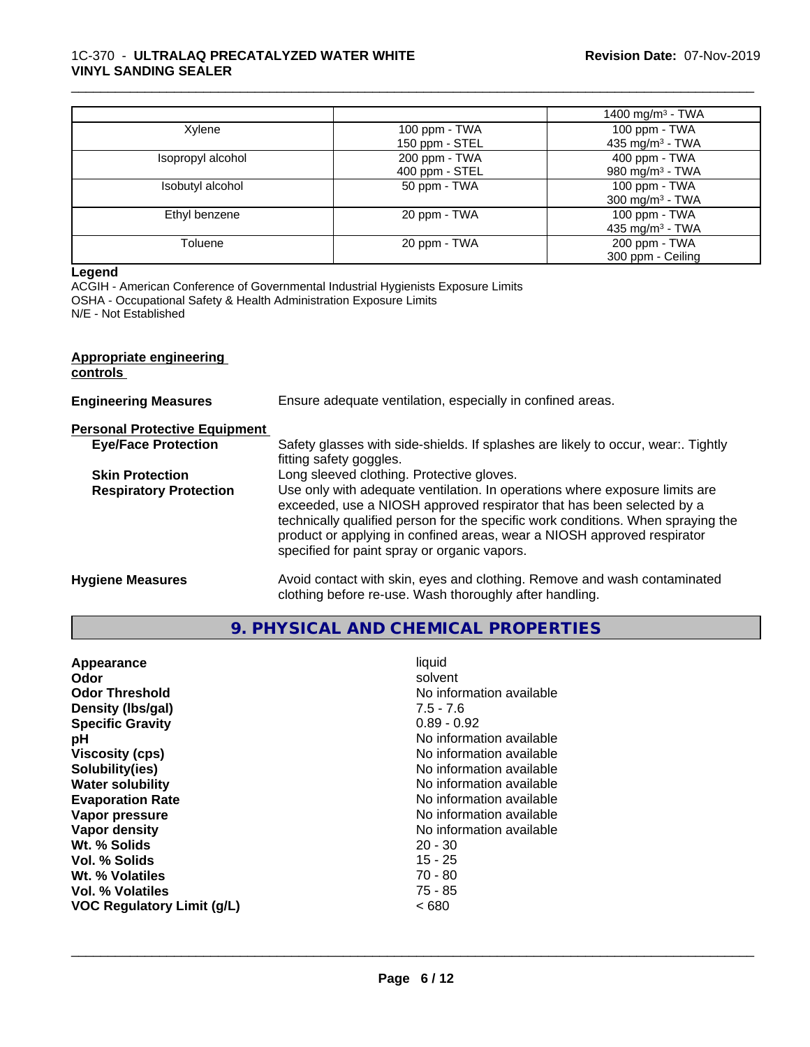| | | |
|---|---|---|
| | | 1400 mg/m³ - TWA |
| Xylene | 100 ppm - TWA<br>150 ppm - STEL | 100 ppm - TWA<br>435 mg/m³ - TWA |
| Isopropyl alcohol | 200 ppm - TWA<br>400 ppm - STEL | 400 ppm - TWA<br>980 mg/m³ - TWA |
| Isobutyl alcohol | 50 ppm - TWA | 100 ppm - TWA<br>300 mg/m³ - TWA |
| Ethyl benzene | 20 ppm - TWA | 100 ppm - TWA<br>435 mg/m³ - TWA |
| Toluene | 20 ppm - TWA | 200 ppm - TWA<br>300 ppm - Ceiling |

**Legend**

ACGIH - American Conference of Governmental Industrial Hygienists Exposure Limits
OSHA - Occupational Safety & Health Administration Exposure Limits
N/E - Not Established

**Appropriate engineering controls**

**Engineering Measures** Ensure adequate ventilation, especially in confined areas.

**Personal Protective Equipment**

**Eye/Face Protection** Safety glasses with side-shields. If splashes are likely to occur, wear:. Tightly fitting safety goggles.

**Skin Protection** Long sleeved clothing. Protective gloves.

**Respiratory Protection** Use only with adequate ventilation. In operations where exposure limits are exceeded, use a NIOSH approved respirator that has been selected by a technically qualified person for the specific work conditions. When spraying the product or applying in confined areas, wear a NIOSH approved respirator specified for paint spray or organic vapors.

**Hygiene Measures** Avoid contact with skin, eyes and clothing. Remove and wash contaminated clothing before re-use. Wash thoroughly after handling.

## 9. PHYSICAL AND CHEMICAL PROPERTIES

| | |
|---|---|
| **Appearance** | liquid |
| **Odor** | solvent |
| **Odor Threshold** | No information available |
| **Density (lbs/gal)** | 7.5 - 7.6 |
| **Specific Gravity** | 0.89 - 0.92 |
| **pH** | No information available |
| **Viscosity (cps)** | No information available |
| **Solubility(ies)** | No information available |
| **Water solubility** | No information available |
| **Evaporation Rate** | No information available |
| **Vapor pressure** | No information available |
| **Vapor density** | No information available |
| **Wt. % Solids** | 20 - 30 |
| **Vol. % Solids** | 15 - 25 |
| **Wt. % Volatiles** | 70 - 80 |
| **Vol. % Volatiles** | 75 - 85 |
| **VOC Regulatory Limit (g/L)** | < 680 |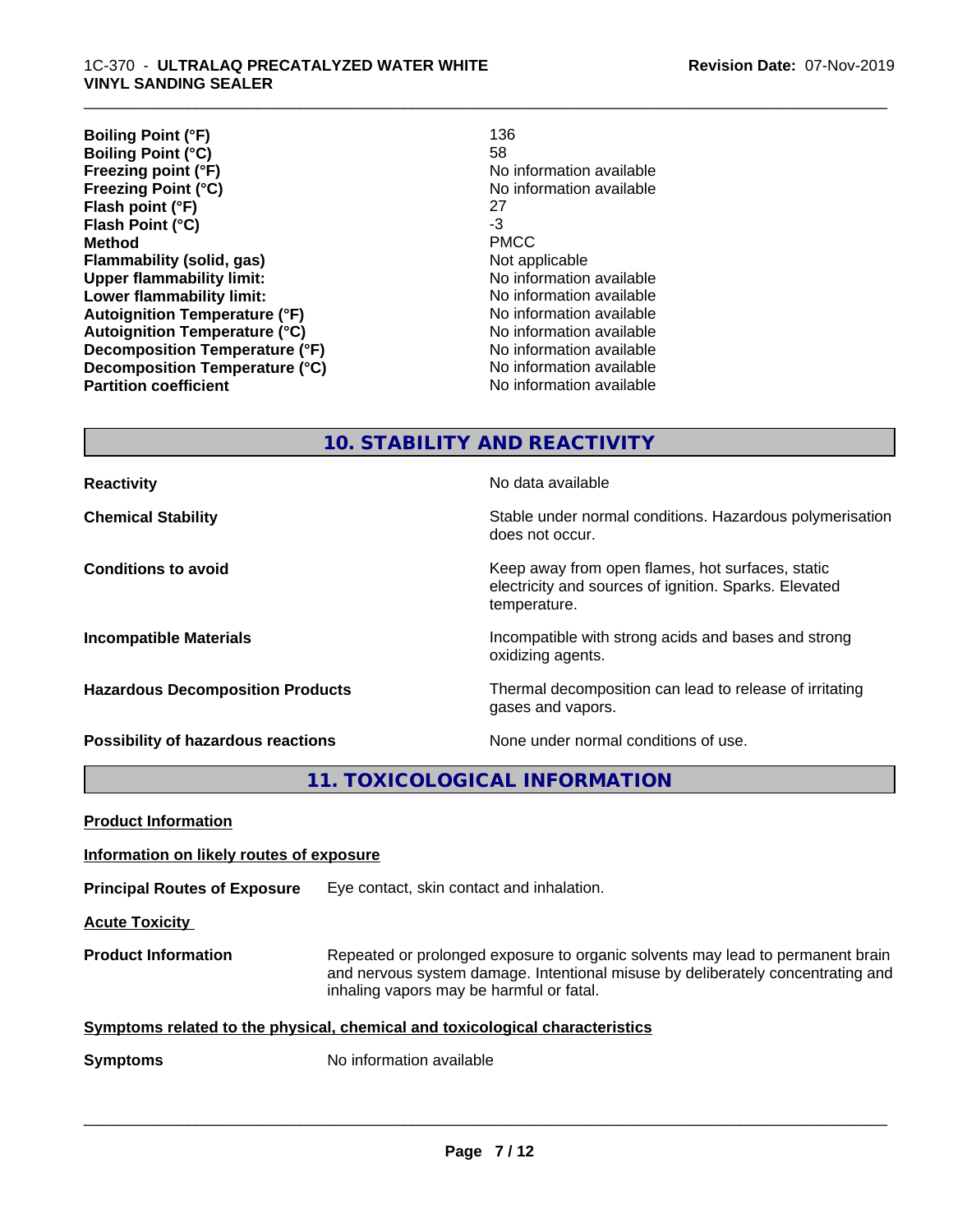| | |
|---|---|
| **Boiling Point (°F)** | 136 |
| **Boiling Point (°C)** | 58 |
| **Freezing point (°F)** | No information available |
| **Freezing Point (°C)** | No information available |
| **Flash point (°F)** | 27 |
| **Flash Point (°C)** | -3 |
| **Method** | PMCC |
| **Flammability (solid, gas)** | Not applicable |
| **Upper flammability limit:** | No information available |
| **Lower flammability limit:** | No information available |
| **Autoignition Temperature (°F)** | No information available |
| **Autoignition Temperature (°C)** | No information available |
| **Decomposition Temperature (°F)** | No information available |
| **Decomposition Temperature (°C)** | No information available |
| **Partition coefficient** | No information available |

## 10. STABILITY AND REACTIVITY

| | |
|---|---|
| **Reactivity** | No data available |
| **Chemical Stability** | Stable under normal conditions. Hazardous polymerisation does not occur. |
| **Conditions to avoid** | Keep away from open flames, hot surfaces, static electricity and sources of ignition. Sparks. Elevated temperature. |
| **Incompatible Materials** | Incompatible with strong acids and bases and strong oxidizing agents. |
| **Hazardous Decomposition Products** | Thermal decomposition can lead to release of irritating gases and vapors. |
| **Possibility of hazardous reactions** | None under normal conditions of use. |

## 11. TOXICOLOGICAL INFORMATION

**Product Information**

**Information on likely routes of exposure**

**Principal Routes of Exposure** Eye contact, skin contact and inhalation.

**Acute Toxicity**

**Product Information** Repeated or prolonged exposure to organic solvents may lead to permanent brain and nervous system damage. Intentional misuse by deliberately concentrating and inhaling vapors may be harmful or fatal.

**Symptoms related to the physical, chemical and toxicological characteristics**

**Symptoms** No information available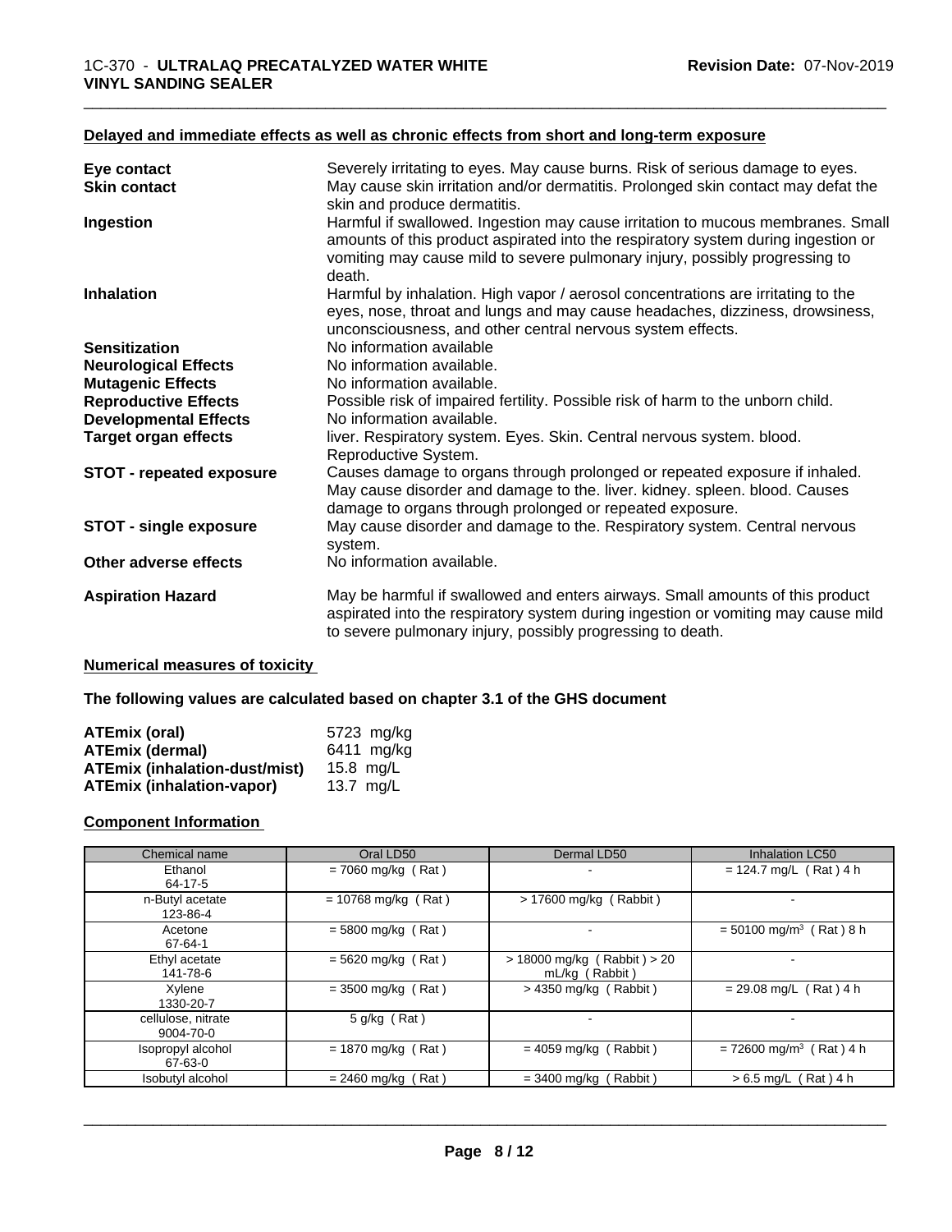### Delayed and immediate effects as well as chronic effects from short and long-term exposure

| | |
|---|---|
| **Eye contact** | Severely irritating to eyes. May cause burns. Risk of serious damage to eyes. |
| **Skin contact** | May cause skin irritation and/or dermatitis. Prolonged skin contact may defat the skin and produce dermatitis. |
| **Ingestion** | Harmful if swallowed. Ingestion may cause irritation to mucous membranes. Small amounts of this product aspirated into the respiratory system during ingestion or vomiting may cause mild to severe pulmonary injury, possibly progressing to death. |
| **Inhalation** | Harmful by inhalation. High vapor / aerosol concentrations are irritating to the eyes, nose, throat and lungs and may cause headaches, dizziness, drowsiness, unconsciousness, and other central nervous system effects. |
| **Sensitization** | No information available |
| **Neurological Effects** | No information available. |
| **Mutagenic Effects** | No information available. |
| **Reproductive Effects** | Possible risk of impaired fertility. Possible risk of harm to the unborn child. |
| **Developmental Effects** | No information available. |
| **Target organ effects** | liver. Respiratory system. Eyes. Skin. Central nervous system. blood. Reproductive System. |
| **STOT - repeated exposure** | Causes damage to organs through prolonged or repeated exposure if inhaled. May cause disorder and damage to the. liver. kidney. spleen. blood. Causes damage to organs through prolonged or repeated exposure. |
| **STOT - single exposure** | May cause disorder and damage to the. Respiratory system. Central nervous system. |
| **Other adverse effects** | No information available. |
| **Aspiration Hazard** | May be harmful if swallowed and enters airways. Small amounts of this product aspirated into the respiratory system during ingestion or vomiting may cause mild to severe pulmonary injury, possibly progressing to death. |

### Numerical measures of toxicity

**The following values are calculated based on chapter 3.1 of the GHS document**

| | |
|---|---|
| **ATEmix (oral)** | 5723 mg/kg |
| **ATEmix (dermal)** | 6411 mg/kg |
| **ATEmix (inhalation-dust/mist)** | 15.8 mg/L |
| **ATEmix (inhalation-vapor)** | 13.7 mg/L |

### Component Information

| Chemical name | Oral LD50 | Dermal LD50 | Inhalation LC50 |
|---|---|---|---|
| Ethanol<br>64-17-5 | = 7060 mg/kg ( Rat ) | - | = 124.7 mg/L ( Rat ) 4 h |
| n-Butyl acetate<br>123-86-4 | = 10768 mg/kg ( Rat ) | > 17600 mg/kg ( Rabbit ) | - |
| Acetone<br>67-64-1 | = 5800 mg/kg ( Rat ) | - | = 50100 mg/m$^3$ ( Rat ) 8 h |
| Ethyl acetate<br>141-78-6 | = 5620 mg/kg ( Rat ) | > 18000 mg/kg ( Rabbit ) > 20 mL/kg ( Rabbit ) | - |
| Xylene<br>1330-20-7 | = 3500 mg/kg ( Rat ) | > 4350 mg/kg ( Rabbit ) | = 29.08 mg/L ( Rat ) 4 h |
| cellulose, nitrate<br>9004-70-0 | 5 g/kg ( Rat ) | - | - |
| Isopropyl alcohol<br>67-63-0 | = 1870 mg/kg ( Rat ) | = 4059 mg/kg ( Rabbit ) | = 72600 mg/m$^3$ ( Rat ) 4 h |
| Isobutyl alcohol | = 2460 mg/kg ( Rat ) | = 3400 mg/kg ( Rabbit ) | > 6.5 mg/L ( Rat ) 4 h |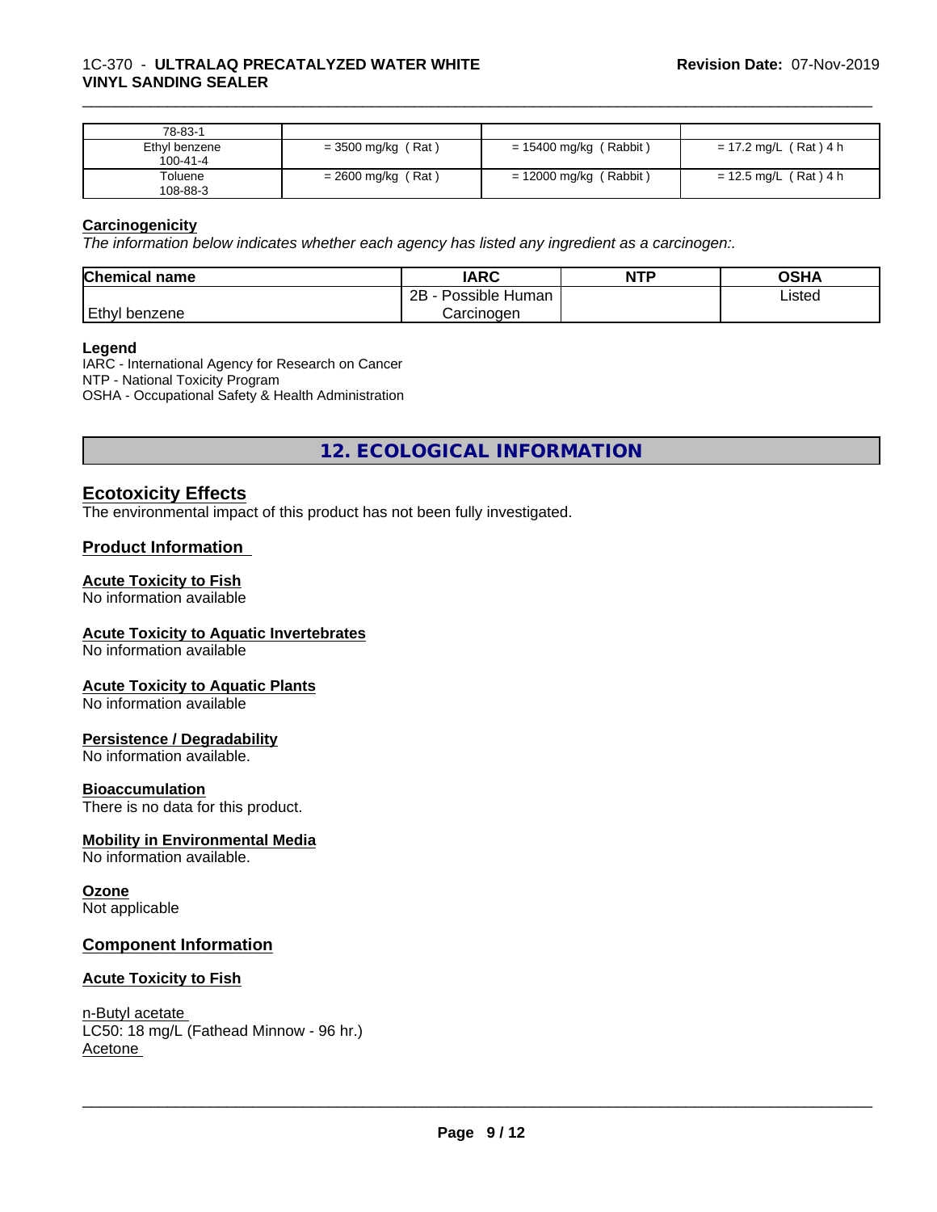| 78-83-1 | | | |
|---|---|---|---|
| Ethyl benzene 100-41-4 | = 3500 mg/kg ( Rat ) | = 15400 mg/kg ( Rabbit ) | = 17.2 mg/L ( Rat ) 4 h |
| Toluene 108-88-3 | = 2600 mg/kg ( Rat ) | = 12000 mg/kg ( Rabbit ) | = 12.5 mg/L ( Rat ) 4 h |

**Carcinogenicity**

*The information below indicates whether each agency has listed any ingredient as a carcinogen:.*

| Chemical name | IARC | NTP | OSHA |
|---|---|---|---|
| Ethyl benzene | 2B - Possible Human Carcinogen | | Listed |

**Legend**

IARC - International Agency for Research on Cancer
NTP - National Toxicity Program
OSHA - Occupational Safety & Health Administration

## 12. ECOLOGICAL INFORMATION

### Ecotoxicity Effects

The environmental impact of this product has not been fully investigated.

### Product Information

**Acute Toxicity to Fish**
No information available

**Acute Toxicity to Aquatic Invertebrates**
No information available

**Acute Toxicity to Aquatic Plants**
No information available

**Persistence / Degradability**
No information available.

**Bioaccumulation**
There is no data for this product.

**Mobility in Environmental Media**
No information available.

**Ozone**
Not applicable

### Component Information

**Acute Toxicity to Fish**

n-Butyl acetate
LC50: 18 mg/L (Fathead Minnow - 96 hr.)
Acetone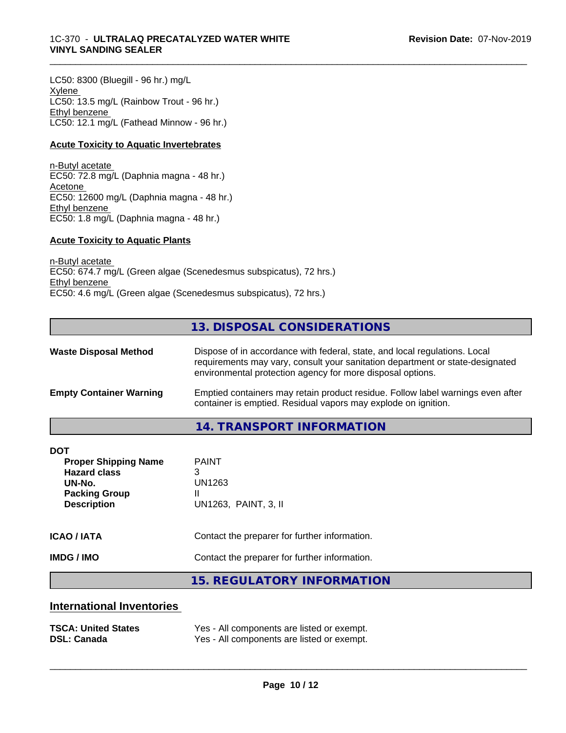LC50: 8300 (Bluegill - 96 hr.) mg/L
Xylene
LC50: 13.5 mg/L (Rainbow Trout - 96 hr.)
Ethyl benzene
LC50: 12.1 mg/L (Fathead Minnow - 96 hr.)

**Acute Toxicity to Aquatic Invertebrates**

n-Butyl acetate
EC50: 72.8 mg/L (Daphnia magna - 48 hr.)
Acetone
EC50: 12600 mg/L (Daphnia magna - 48 hr.)
Ethyl benzene
EC50: 1.8 mg/L (Daphnia magna - 48 hr.)

**Acute Toxicity to Aquatic Plants**

n-Butyl acetate
EC50: 674.7 mg/L (Green algae (Scenedesmus subspicatus), 72 hrs.)
Ethyl benzene
EC50: 4.6 mg/L (Green algae (Scenedesmus subspicatus), 72 hrs.)

## 13. DISPOSAL CONSIDERATIONS

**Waste Disposal Method** Dispose of in accordance with federal, state, and local regulations. Local requirements may vary, consult your sanitation department or state-designated environmental protection agency for more disposal options.

**Empty Container Warning** Emptied containers may retain product residue. Follow label warnings even after container is emptied. Residual vapors may explode on ignition.

## 14. TRANSPORT INFORMATION

**DOT**

| | |
|---|---|
| **Proper Shipping Name** | PAINT |
| **Hazard class** | 3 |
| **UN-No.** | UN1263 |
| **Packing Group** | II |
| **Description** | UN1263, PAINT, 3, II |

**ICAO / IATA** Contact the preparer for further information.

**IMDG / IMO** Contact the preparer for further information.

## 15. REGULATORY INFORMATION

### International Inventories

| | |
|---|---|
| **TSCA: United States** | Yes - All components are listed or exempt. |
| **DSL: Canada** | Yes - All components are listed or exempt. |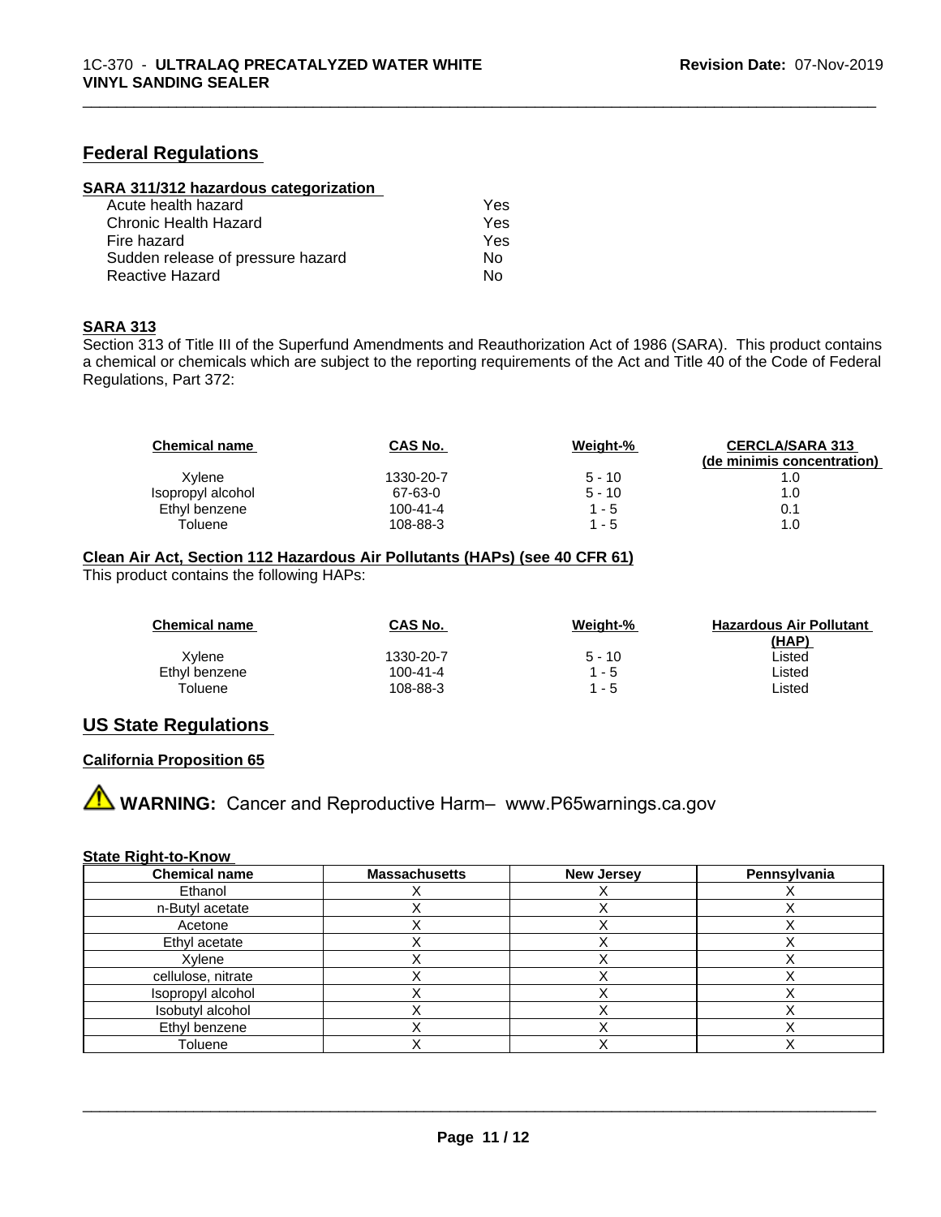## Federal Regulations

### SARA 311/312 hazardous categorization

| | |
|---|---|
| Acute health hazard | Yes |
| Chronic Health Hazard | Yes |
| Fire hazard | Yes |
| Sudden release of pressure hazard | No |
| Reactive Hazard | No |

### SARA 313

Section 313 of Title III of the Superfund Amendments and Reauthorization Act of 1986 (SARA). This product contains a chemical or chemicals which are subject to the reporting requirements of the Act and Title 40 of the Code of Federal Regulations, Part 372:

| Chemical name | CAS No. | Weight-% | CERCLA/SARA 313 (de minimis concentration) |
|---|---|---|---|
| Xylene | 1330-20-7 | 5 - 10 | 1.0 |
| Isopropyl alcohol | 67-63-0 | 5 - 10 | 1.0 |
| Ethyl benzene | 100-41-4 | 1 - 5 | 0.1 |
| Toluene | 108-88-3 | 1 - 5 | 1.0 |

### Clean Air Act, Section 112 Hazardous Air Pollutants (HAPs) (see 40 CFR 61)

This product contains the following HAPs:

| Chemical name | CAS No. | Weight-% | Hazardous Air Pollutant (HAP) |
|---|---|---|---|
| Xylene | 1330-20-7 | 5 - 10 | Listed |
| Ethyl benzene | 100-41-4 | 1 - 5 | Listed |
| Toluene | 108-88-3 | 1 - 5 | Listed |

## US State Regulations

### California Proposition 65

**WARNING:** Cancer and Reproductive Harm– www.P65warnings.ca.gov

### State Right-to-Know

| Chemical name | Massachusetts | New Jersey | Pennsylvania |
|---|---|---|---|
| Ethanol | X | X | X |
| n-Butyl acetate | X | X | X |
| Acetone | X | X | X |
| Ethyl acetate | X | X | X |
| Xylene | X | X | X |
| cellulose, nitrate | X | X | X |
| Isopropyl alcohol | X | X | X |
| Isobutyl alcohol | X | X | X |
| Ethyl benzene | X | X | X |
| Toluene | X | X | X |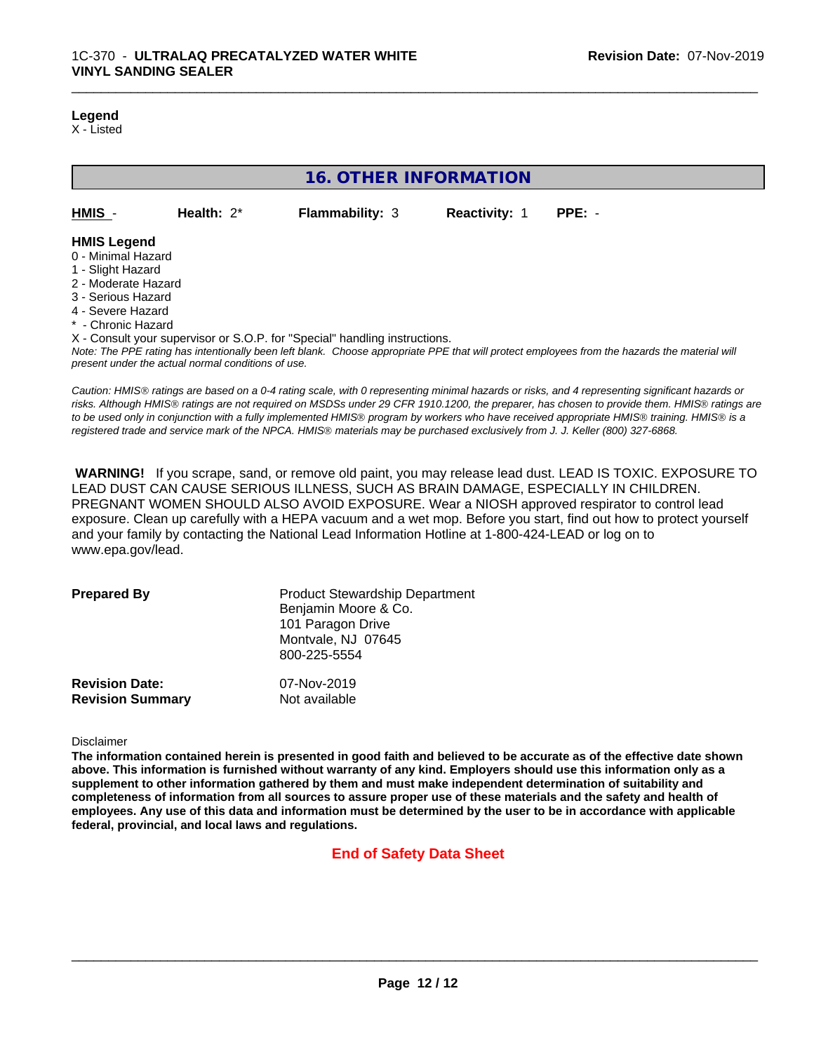**Legend**
X - Listed

## 16. OTHER INFORMATION

| **HMIS** - | **Health:** 2* | **Flammability:** 3 | **Reactivity:** 1 | **PPE:** - |
|---|---|---|---|---|

**HMIS Legend**
0 - Minimal Hazard
1 - Slight Hazard
2 - Moderate Hazard
3 - Serious Hazard
4 - Severe Hazard
* - Chronic Hazard
X - Consult your supervisor or S.O.P. for "Special" handling instructions.

*Note: The PPE rating has intentionally been left blank. Choose appropriate PPE that will protect employees from the hazards the material will present under the actual normal conditions of use.*

*Caution: HMIS® ratings are based on a 0-4 rating scale, with 0 representing minimal hazards or risks, and 4 representing significant hazards or risks. Although HMIS® ratings are not required on MSDSs under 29 CFR 1910.1200, the preparer, has chosen to provide them. HMIS® ratings are to be used only in conjunction with a fully implemented HMIS® program by workers who have received appropriate HMIS® training. HMIS® is a registered trade and service mark of the NPCA. HMIS® materials may be purchased exclusively from J. J. Keller (800) 327-6868.*

**WARNING!** If you scrape, sand, or remove old paint, you may release lead dust. LEAD IS TOXIC. EXPOSURE TO LEAD DUST CAN CAUSE SERIOUS ILLNESS, SUCH AS BRAIN DAMAGE, ESPECIALLY IN CHILDREN. PREGNANT WOMEN SHOULD ALSO AVOID EXPOSURE. Wear a NIOSH approved respirator to control lead exposure. Clean up carefully with a HEPA vacuum and a wet mop. Before you start, find out how to protect yourself and your family by contacting the National Lead Information Hotline at 1-800-424-LEAD or log on to www.epa.gov/lead.

**Prepared By**
Product Stewardship Department
Benjamin Moore & Co.
101 Paragon Drive
Montvale, NJ 07645
800-225-5554

**Revision Date:** 07-Nov-2019
**Revision Summary** Not available

Disclaimer
**The information contained herein is presented in good faith and believed to be accurate as of the effective date shown above. This information is furnished without warranty of any kind. Employers should use this information only as a supplement to other information gathered by them and must make independent determination of suitability and completeness of information from all sources to assure proper use of these materials and the safety and health of employees. Any use of this data and information must be determined by the user to be in accordance with applicable federal, provincial, and local laws and regulations.**

**End of Safety Data Sheet**